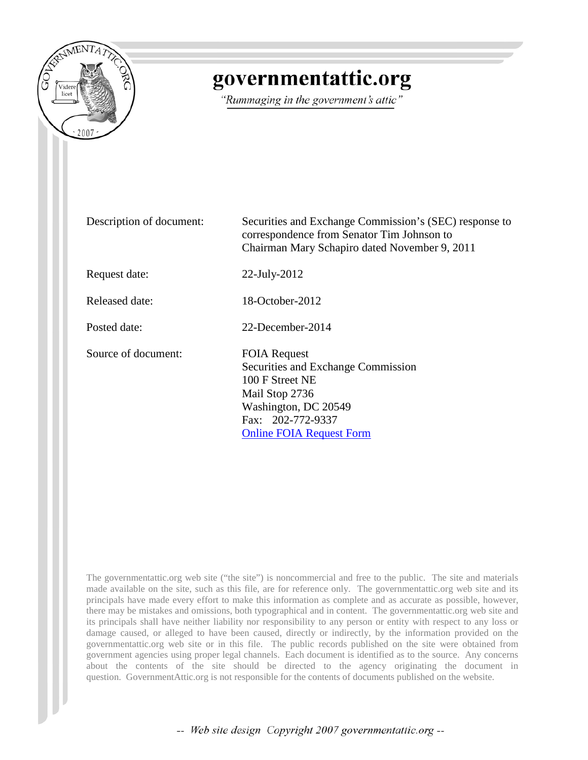# governmentattic.org

*"Rummaging in the government's attic"*

| | |
|---|---|
| Description of document: | Securities and Exchange Commission's (SEC) response to correspondence from Senator Tim Johnson to Chairman Mary Schapiro dated November 9, 2011 |
| Request date: | 22-July-2012 |
| Released date: | 18-October-2012 |
| Posted date: | 22-December-2014 |
| Source of document: | FOIA Request<br>Securities and Exchange Commission<br>100 F Street NE<br>Mail Stop 2736<br>Washington, DC 20549<br>Fax: 202-772-9337<br>Online FOIA Request Form |

The governmentattic.org web site ("the site") is noncommercial and free to the public. The site and materials made available on the site, such as this file, are for reference only. The governmentattic.org web site and its principals have made every effort to make this information as complete and as accurate as possible, however, there may be mistakes and omissions, both typographical and in content. The governmentattic.org web site and its principals shall have neither liability nor responsibility to any person or entity with respect to any loss or damage caused, or alleged to have been caused, directly or indirectly, by the information provided on the governmentattic.org web site or in this file. The public records published on the site were obtained from government agencies using proper legal channels. Each document is identified as to the source. Any concerns about the contents of the site should be directed to the agency originating the document in question. GovernmentAttic.org is not responsible for the contents of documents published on the website.

-- Web site design Copyright 2007 governmentattic.org --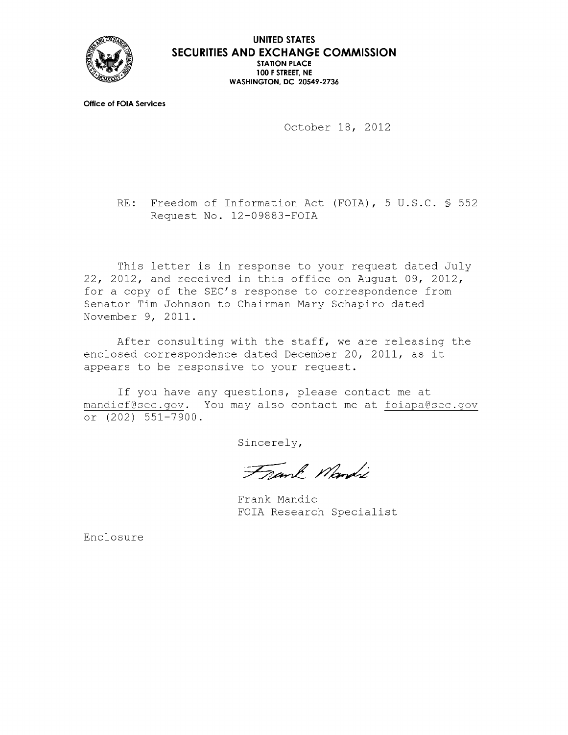**UNITED STATES**
**SECURITIES AND EXCHANGE COMMISSION**
**STATION PLACE**
**100 F STREET, NE**
**WASHINGTON, DC 20549-2736**

**Office of FOIA Services**

October 18, 2012

RE: Freedom of Information Act (FOIA), 5 U.S.C. § 552
Request No. 12-09883-FOIA

This letter is in response to your request dated July 22, 2012, and received in this office on August 09, 2012, for a copy of the SEC's response to correspondence from Senator Tim Johnson to Chairman Mary Schapiro dated November 9, 2011.

After consulting with the staff, we are releasing the enclosed correspondence dated December 20, 2011, as it appears to be responsive to your request.

If you have any questions, please contact me at mandicf@sec.gov. You may also contact me at foiapa@sec.gov or (202) 551-7900.

Sincerely,

Frank Mandic

Frank Mandic
FOIA Research Specialist

Enclosure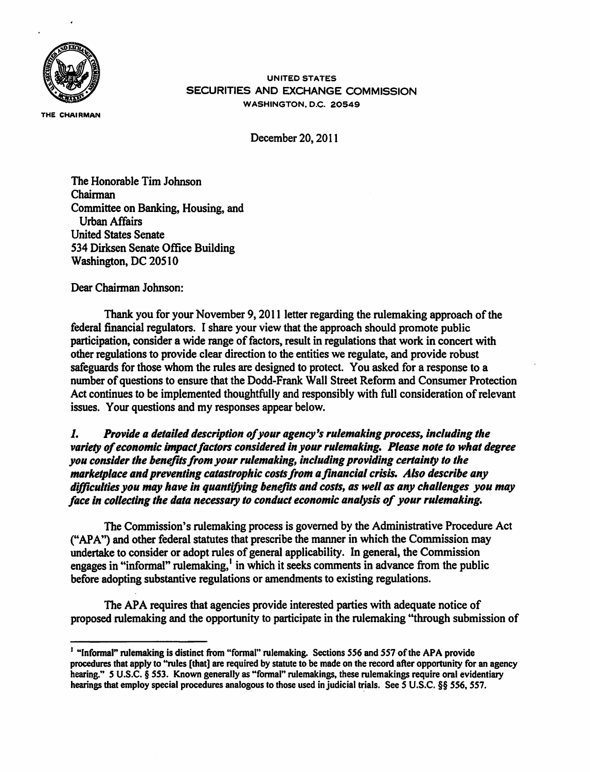UNITED STATES
SECURITIES AND EXCHANGE COMMISSION
WASHINGTON, D.C. 20549

THE CHAIRMAN

December 20, 2011

The Honorable Tim Johnson
Chairman
Committee on Banking, Housing, and
Urban Affairs
United States Senate
534 Dirksen Senate Office Building
Washington, DC 20510

Dear Chairman Johnson:

Thank you for your November 9, 2011 letter regarding the rulemaking approach of the federal financial regulators. I share your view that the approach should promote public participation, consider a wide range of factors, result in regulations that work in concert with other regulations to provide clear direction to the entities we regulate, and provide robust safeguards for those whom the rules are designed to protect. You asked for a response to a number of questions to ensure that the Dodd-Frank Wall Street Reform and Consumer Protection Act continues to be implemented thoughtfully and responsibly with full consideration of relevant issues. Your questions and my responses appear below.

***1. Provide a detailed description of your agency's rulemaking process, including the variety of economic impact factors considered in your rulemaking. Please note to what degree you consider the benefits from your rulemaking, including providing certainty to the marketplace and preventing catastrophic costs from a financial crisis. Also describe any difficulties you may have in quantifying benefits and costs, as well as any challenges you may face in collecting the data necessary to conduct economic analysis of your rulemaking.***

The Commission's rulemaking process is governed by the Administrative Procedure Act ("APA") and other federal statutes that prescribe the manner in which the Commission may undertake to consider or adopt rules of general applicability. In general, the Commission engages in "informal" rulemaking,[1] in which it seeks comments in advance from the public before adopting substantive regulations or amendments to existing regulations.

The APA requires that agencies provide interested parties with adequate notice of proposed rulemaking and the opportunity to participate in the rulemaking "through submission of

[1] "Informal" rulemaking is distinct from "formal" rulemaking. Sections 556 and 557 of the APA provide procedures that apply to "rules [that] are required by statute to be made on the record after opportunity for an agency hearing." 5 U.S.C. § 553. Known generally as "formal" rulemakings, these rulemakings require oral evidentiary hearings that employ special procedures analogous to those used in judicial trials. See 5 U.S.C. §§ 556, 557.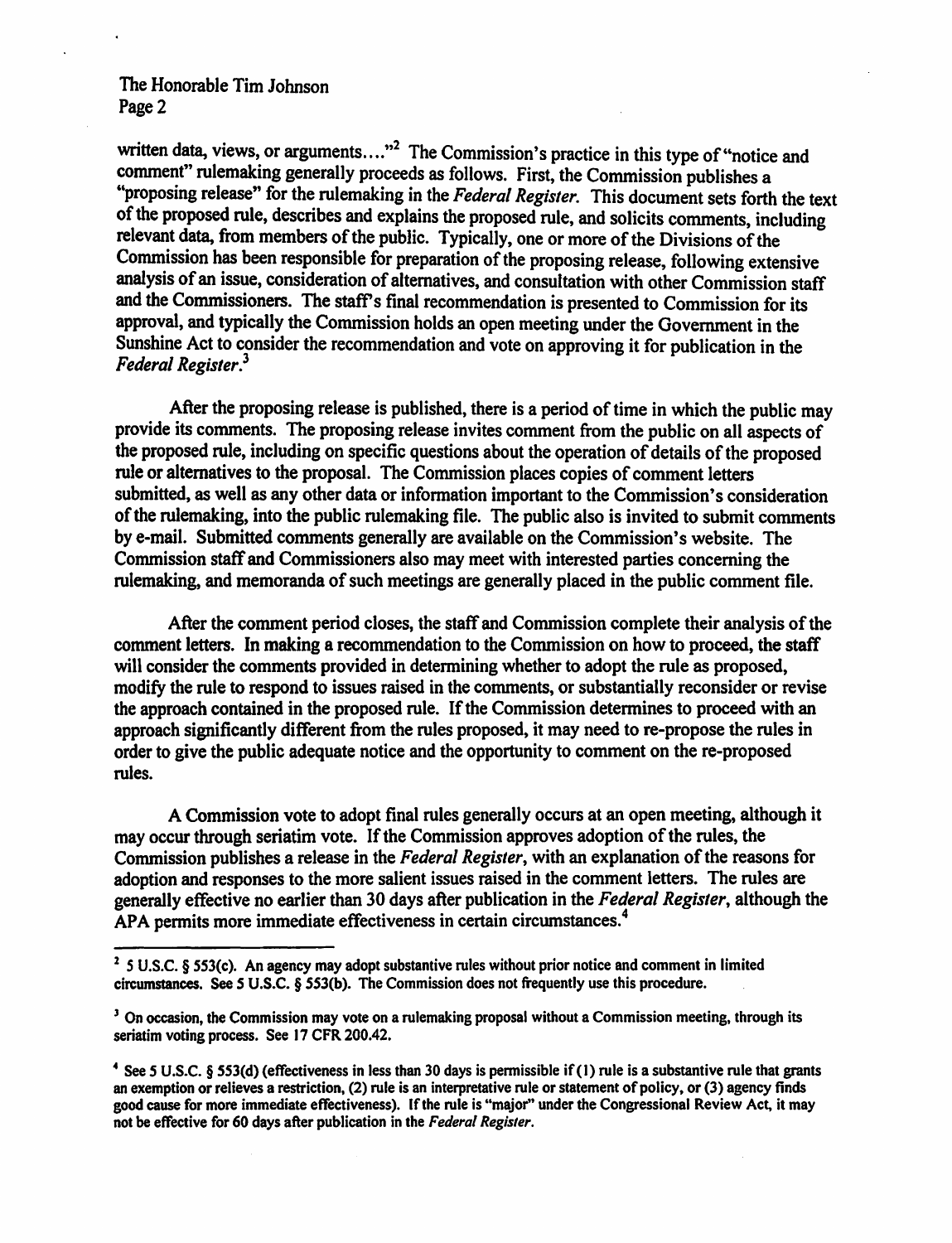written data, views, or arguments...."[2] The Commission's practice in this type of "notice and comment" rulemaking generally proceeds as follows. First, the Commission publishes a "proposing release" for the rulemaking in the *Federal Register*. This document sets forth the text of the proposed rule, describes and explains the proposed rule, and solicits comments, including relevant data, from members of the public. Typically, one or more of the Divisions of the Commission has been responsible for preparation of the proposing release, following extensive analysis of an issue, consideration of alternatives, and consultation with other Commission staff and the Commissioners. The staff's final recommendation is presented to Commission for its approval, and typically the Commission holds an open meeting under the Government in the Sunshine Act to consider the recommendation and vote on approving it for publication in the *Federal Register*.[3]

After the proposing release is published, there is a period of time in which the public may provide its comments. The proposing release invites comment from the public on all aspects of the proposed rule, including on specific questions about the operation of details of the proposed rule or alternatives to the proposal. The Commission places copies of comment letters submitted, as well as any other data or information important to the Commission's consideration of the rulemaking, into the public rulemaking file. The public also is invited to submit comments by e-mail. Submitted comments generally are available on the Commission's website. The Commission staff and Commissioners also may meet with interested parties concerning the rulemaking, and memoranda of such meetings are generally placed in the public comment file.

After the comment period closes, the staff and Commission complete their analysis of the comment letters. In making a recommendation to the Commission on how to proceed, the staff will consider the comments provided in determining whether to adopt the rule as proposed, modify the rule to respond to issues raised in the comments, or substantially reconsider or revise the approach contained in the proposed rule. If the Commission determines to proceed with an approach significantly different from the rules proposed, it may need to re-propose the rules in order to give the public adequate notice and the opportunity to comment on the re-proposed rules.

A Commission vote to adopt final rules generally occurs at an open meeting, although it may occur through seriatim vote. If the Commission approves adoption of the rules, the Commission publishes a release in the *Federal Register*, with an explanation of the reasons for adoption and responses to the more salient issues raised in the comment letters. The rules are generally effective no earlier than 30 days after publication in the *Federal Register*, although the APA permits more immediate effectiveness in certain circumstances.[4]

---

[2] 5 U.S.C. § 553(c). An agency may adopt substantive rules without prior notice and comment in limited circumstances. See 5 U.S.C. § 553(b). The Commission does not frequently use this procedure.

[3] On occasion, the Commission may vote on a rulemaking proposal without a Commission meeting, through its seriatim voting process. See 17 CFR 200.42.

[4] See 5 U.S.C. § 553(d) (effectiveness in less than 30 days is permissible if (1) rule is a substantive rule that grants an exemption or relieves a restriction, (2) rule is an interpretative rule or statement of policy, or (3) agency finds good cause for more immediate effectiveness). If the rule is "major" under the Congressional Review Act, it may not be effective for 60 days after publication in the *Federal Register*.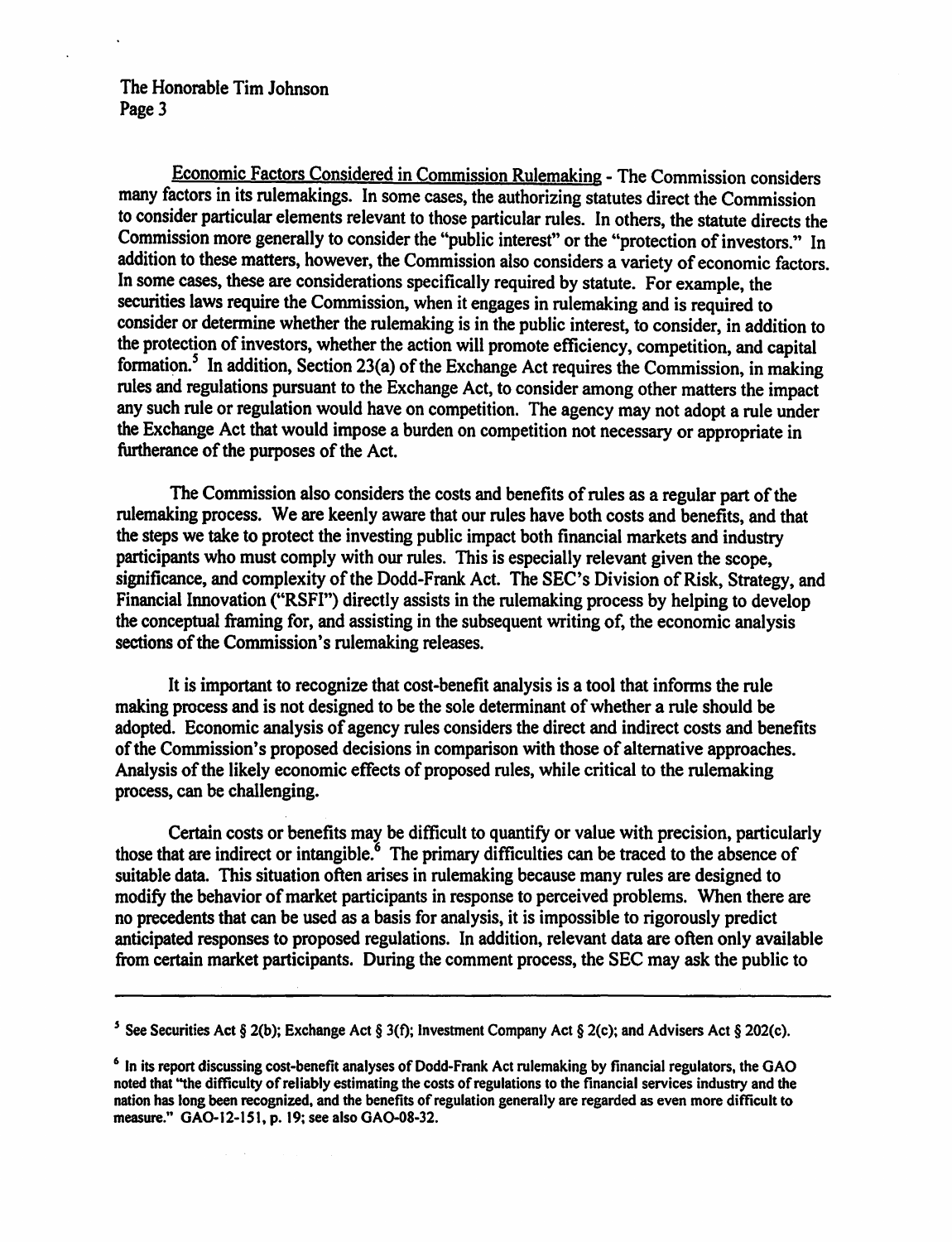The Honorable Tim Johnson
Page 3

<u>Economic Factors Considered in Commission Rulemaking</u> - The Commission considers many factors in its rulemakings. In some cases, the authorizing statutes direct the Commission to consider particular elements relevant to those particular rules. In others, the statute directs the Commission more generally to consider the "public interest" or the "protection of investors." In addition to these matters, however, the Commission also considers a variety of economic factors. In some cases, these are considerations specifically required by statute. For example, the securities laws require the Commission, when it engages in rulemaking and is required to consider or determine whether the rulemaking is in the public interest, to consider, in addition to the protection of investors, whether the action will promote efficiency, competition, and capital formation.[5] In addition, Section 23(a) of the Exchange Act requires the Commission, in making rules and regulations pursuant to the Exchange Act, to consider among other matters the impact any such rule or regulation would have on competition. The agency may not adopt a rule under the Exchange Act that would impose a burden on competition not necessary or appropriate in furtherance of the purposes of the Act.

The Commission also considers the costs and benefits of rules as a regular part of the rulemaking process. We are keenly aware that our rules have both costs and benefits, and that the steps we take to protect the investing public impact both financial markets and industry participants who must comply with our rules. This is especially relevant given the scope, significance, and complexity of the Dodd-Frank Act. The SEC's Division of Risk, Strategy, and Financial Innovation ("RSFI") directly assists in the rulemaking process by helping to develop the conceptual framing for, and assisting in the subsequent writing of, the economic analysis sections of the Commission's rulemaking releases.

It is important to recognize that cost-benefit analysis is a tool that informs the rule making process and is not designed to be the sole determinant of whether a rule should be adopted. Economic analysis of agency rules considers the direct and indirect costs and benefits of the Commission's proposed decisions in comparison with those of alternative approaches. Analysis of the likely economic effects of proposed rules, while critical to the rulemaking process, can be challenging.

Certain costs or benefits may be difficult to quantify or value with precision, particularly those that are indirect or intangible.[6] The primary difficulties can be traced to the absence of suitable data. This situation often arises in rulemaking because many rules are designed to modify the behavior of market participants in response to perceived problems. When there are no precedents that can be used as a basis for analysis, it is impossible to rigorously predict anticipated responses to proposed regulations. In addition, relevant data are often only available from certain market participants. During the comment process, the SEC may ask the public to

---

[5] See Securities Act § 2(b); Exchange Act § 3(f); Investment Company Act § 2(c); and Advisers Act § 202(c).

[6] In its report discussing cost-benefit analyses of Dodd-Frank Act rulemaking by financial regulators, the GAO noted that "the difficulty of reliably estimating the costs of regulations to the financial services industry and the nation has long been recognized, and the benefits of regulation generally are regarded as even more difficult to measure." GAO-12-151, p. 19; see also GAO-08-32.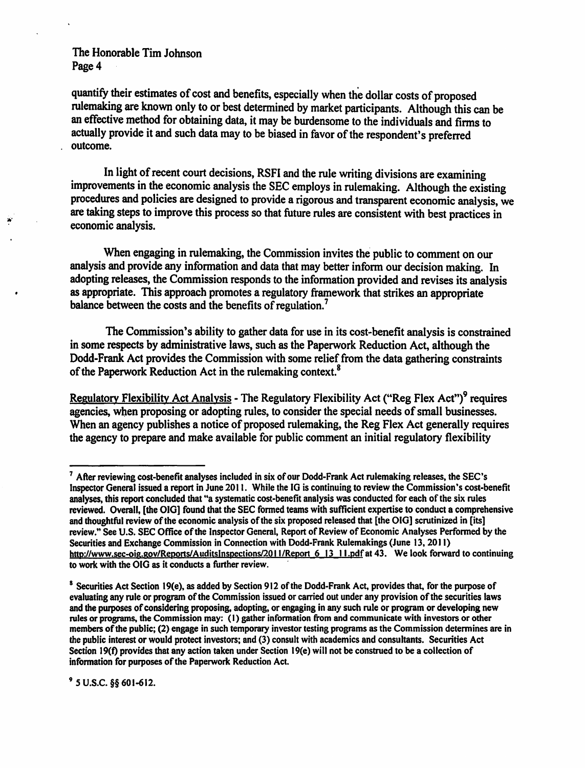quantify their estimates of cost and benefits, especially when the dollar costs of proposed rulemaking are known only to or best determined by market participants. Although this can be an effective method for obtaining data, it may be burdensome to the individuals and firms to actually provide it and such data may to be biased in favor of the respondent's preferred outcome.

In light of recent court decisions, RSFI and the rule writing divisions are examining improvements in the economic analysis the SEC employs in rulemaking. Although the existing procedures and policies are designed to provide a rigorous and transparent economic analysis, we are taking steps to improve this process so that future rules are consistent with best practices in economic analysis.

When engaging in rulemaking, the Commission invites the public to comment on our analysis and provide any information and data that may better inform our decision making. In adopting releases, the Commission responds to the information provided and revises its analysis as appropriate. This approach promotes a regulatory framework that strikes an appropriate balance between the costs and the benefits of regulation.[7]

The Commission's ability to gather data for use in its cost-benefit analysis is constrained in some respects by administrative laws, such as the Paperwork Reduction Act, although the Dodd-Frank Act provides the Commission with some relief from the data gathering constraints of the Paperwork Reduction Act in the rulemaking context.[8]

Regulatory Flexibility Act Analysis - The Regulatory Flexibility Act ("Reg Flex Act")[9] requires agencies, when proposing or adopting rules, to consider the special needs of small businesses. When an agency publishes a notice of proposed rulemaking, the Reg Flex Act generally requires the agency to prepare and make available for public comment an initial regulatory flexibility

---

[7] After reviewing cost-benefit analyses included in six of our Dodd-Frank Act rulemaking releases, the SEC's Inspector General issued a report in June 2011. While the IG is continuing to review the Commission's cost-benefit analyses, this report concluded that "a systematic cost-benefit analysis was conducted for each of the six rules reviewed. Overall, [the OIG] found that the SEC formed teams with sufficient expertise to conduct a comprehensive and thoughtful review of the economic analysis of the six proposed released that [the OIG] scrutinized in [its] review." See U.S. SEC Office of the Inspector General, Report of Review of Economic Analyses Performed by the Securities and Exchange Commission in Connection with Dodd-Frank Rulemakings (June 13, 2011) http://www.sec-oig.gov/Reports/AuditsInspections/2011/Report_6_13_11.pdf at 43. We look forward to continuing to work with the OIG as it conducts a further review.

[8] Securities Act Section 19(e), as added by Section 912 of the Dodd-Frank Act, provides that, for the purpose of evaluating any rule or program of the Commission issued or carried out under any provision of the securities laws and the purposes of considering proposing, adopting, or engaging in any such rule or program or developing new rules or programs, the Commission may: (1) gather information from and communicate with investors or other members of the public; (2) engage in such temporary investor testing programs as the Commission determines are in the public interest or would protect investors; and (3) consult with academics and consultants. Securities Act Section 19(f) provides that any action taken under Section 19(e) will not be construed to be a collection of information for purposes of the Paperwork Reduction Act.

[9] 5 U.S.C. §§ 601-612.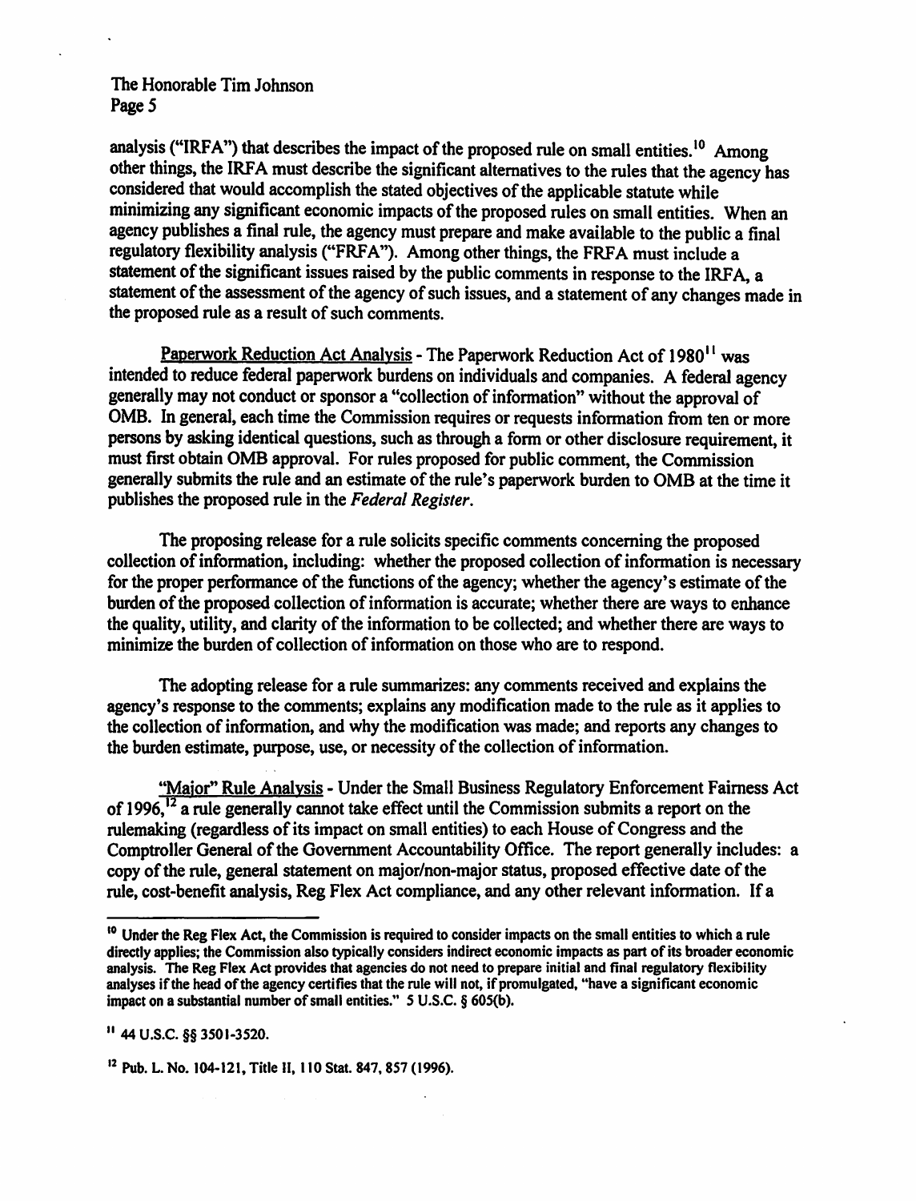analysis ("IRFA") that describes the impact of the proposed rule on small entities.[10] Among other things, the IRFA must describe the significant alternatives to the rules that the agency has considered that would accomplish the stated objectives of the applicable statute while minimizing any significant economic impacts of the proposed rules on small entities. When an agency publishes a final rule, the agency must prepare and make available to the public a final regulatory flexibility analysis ("FRFA"). Among other things, the FRFA must include a statement of the significant issues raised by the public comments in response to the IRFA, a statement of the assessment of the agency of such issues, and a statement of any changes made in the proposed rule as a result of such comments.

Paperwork Reduction Act Analysis - The Paperwork Reduction Act of 1980[11] was intended to reduce federal paperwork burdens on individuals and companies. A federal agency generally may not conduct or sponsor a "collection of information" without the approval of OMB. In general, each time the Commission requires or requests information from ten or more persons by asking identical questions, such as through a form or other disclosure requirement, it must first obtain OMB approval. For rules proposed for public comment, the Commission generally submits the rule and an estimate of the rule's paperwork burden to OMB at the time it publishes the proposed rule in the *Federal Register*.

The proposing release for a rule solicits specific comments concerning the proposed collection of information, including: whether the proposed collection of information is necessary for the proper performance of the functions of the agency; whether the agency's estimate of the burden of the proposed collection of information is accurate; whether there are ways to enhance the quality, utility, and clarity of the information to be collected; and whether there are ways to minimize the burden of collection of information on those who are to respond.

The adopting release for a rule summarizes: any comments received and explains the agency's response to the comments; explains any modification made to the rule as it applies to the collection of information, and why the modification was made; and reports any changes to the burden estimate, purpose, use, or necessity of the collection of information.

"Major" Rule Analysis - Under the Small Business Regulatory Enforcement Fairness Act of 1996,[12] a rule generally cannot take effect until the Commission submits a report on the rulemaking (regardless of its impact on small entities) to each House of Congress and the Comptroller General of the Government Accountability Office. The report generally includes: a copy of the rule, general statement on major/non-major status, proposed effective date of the rule, cost-benefit analysis, Reg Flex Act compliance, and any other relevant information. If a

---

[10] Under the Reg Flex Act, the Commission is required to consider impacts on the small entities to which a rule directly applies; the Commission also typically considers indirect economic impacts as part of its broader economic analysis. The Reg Flex Act provides that agencies do not need to prepare initial and final regulatory flexibility analyses if the head of the agency certifies that the rule will not, if promulgated, "have a significant economic impact on a substantial number of small entities." 5 U.S.C. § 605(b).

[11] 44 U.S.C. §§ 3501-3520.

[12] Pub. L. No. 104-121, Title II, 110 Stat. 847, 857 (1996).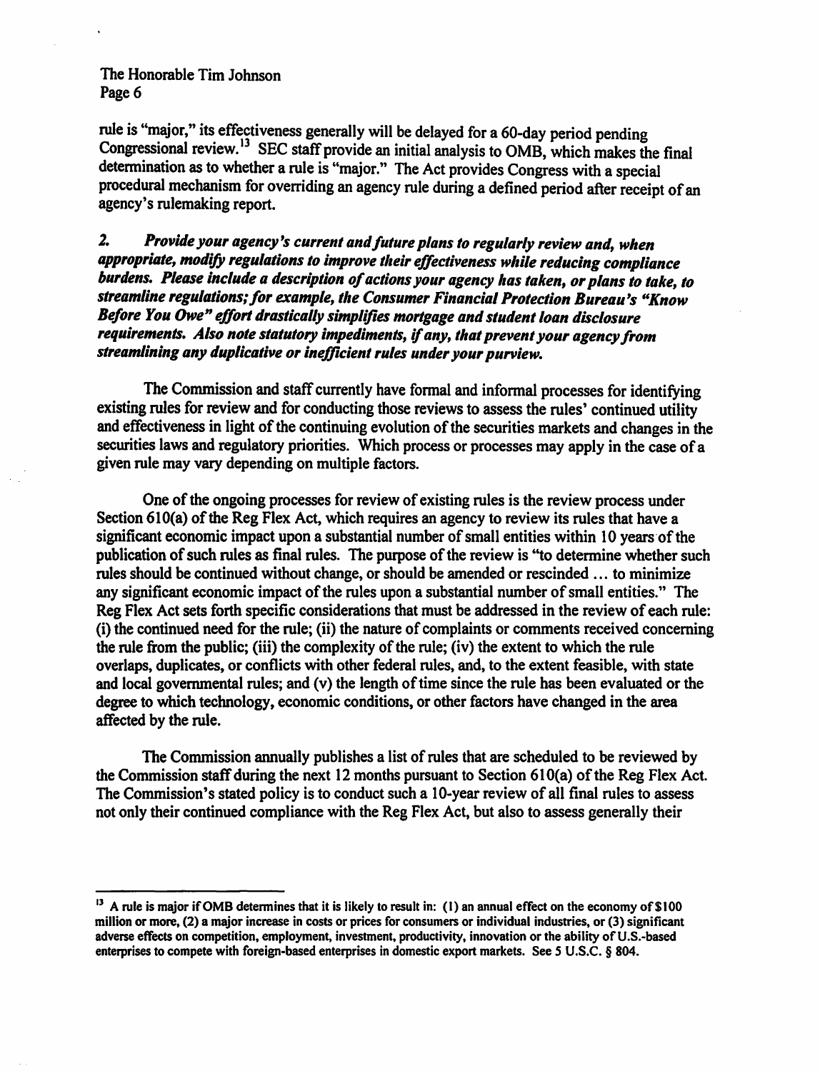rule is "major," its effectiveness generally will be delayed for a 60-day period pending Congressional review.[13] SEC staff provide an initial analysis to OMB, which makes the final determination as to whether a rule is "major." The Act provides Congress with a special procedural mechanism for overriding an agency rule during a defined period after receipt of an agency's rulemaking report.

***2. Provide your agency's current and future plans to regularly review and, when appropriate, modify regulations to improve their effectiveness while reducing compliance burdens. Please include a description of actions your agency has taken, or plans to take, to streamline regulations; for example, the Consumer Financial Protection Bureau's "Know Before You Owe" effort drastically simplifies mortgage and student loan disclosure requirements. Also note statutory impediments, if any, that prevent your agency from streamlining any duplicative or inefficient rules under your purview.***

The Commission and staff currently have formal and informal processes for identifying existing rules for review and for conducting those reviews to assess the rules' continued utility and effectiveness in light of the continuing evolution of the securities markets and changes in the securities laws and regulatory priorities. Which process or processes may apply in the case of a given rule may vary depending on multiple factors.

One of the ongoing processes for review of existing rules is the review process under Section 610(a) of the Reg Flex Act, which requires an agency to review its rules that have a significant economic impact upon a substantial number of small entities within 10 years of the publication of such rules as final rules. The purpose of the review is "to determine whether such rules should be continued without change, or should be amended or rescinded ... to minimize any significant economic impact of the rules upon a substantial number of small entities." The Reg Flex Act sets forth specific considerations that must be addressed in the review of each rule: (i) the continued need for the rule; (ii) the nature of complaints or comments received concerning the rule from the public; (iii) the complexity of the rule; (iv) the extent to which the rule overlaps, duplicates, or conflicts with other federal rules, and, to the extent feasible, with state and local governmental rules; and (v) the length of time since the rule has been evaluated or the degree to which technology, economic conditions, or other factors have changed in the area affected by the rule.

The Commission annually publishes a list of rules that are scheduled to be reviewed by the Commission staff during the next 12 months pursuant to Section 610(a) of the Reg Flex Act. The Commission's stated policy is to conduct such a 10-year review of all final rules to assess not only their continued compliance with the Reg Flex Act, but also to assess generally their

---

[13] A rule is major if OMB determines that it is likely to result in: (1) an annual effect on the economy of $100 million or more, (2) a major increase in costs or prices for consumers or individual industries, or (3) significant adverse effects on competition, employment, investment, productivity, innovation or the ability of U.S.-based enterprises to compete with foreign-based enterprises in domestic export markets. See 5 U.S.C. § 804.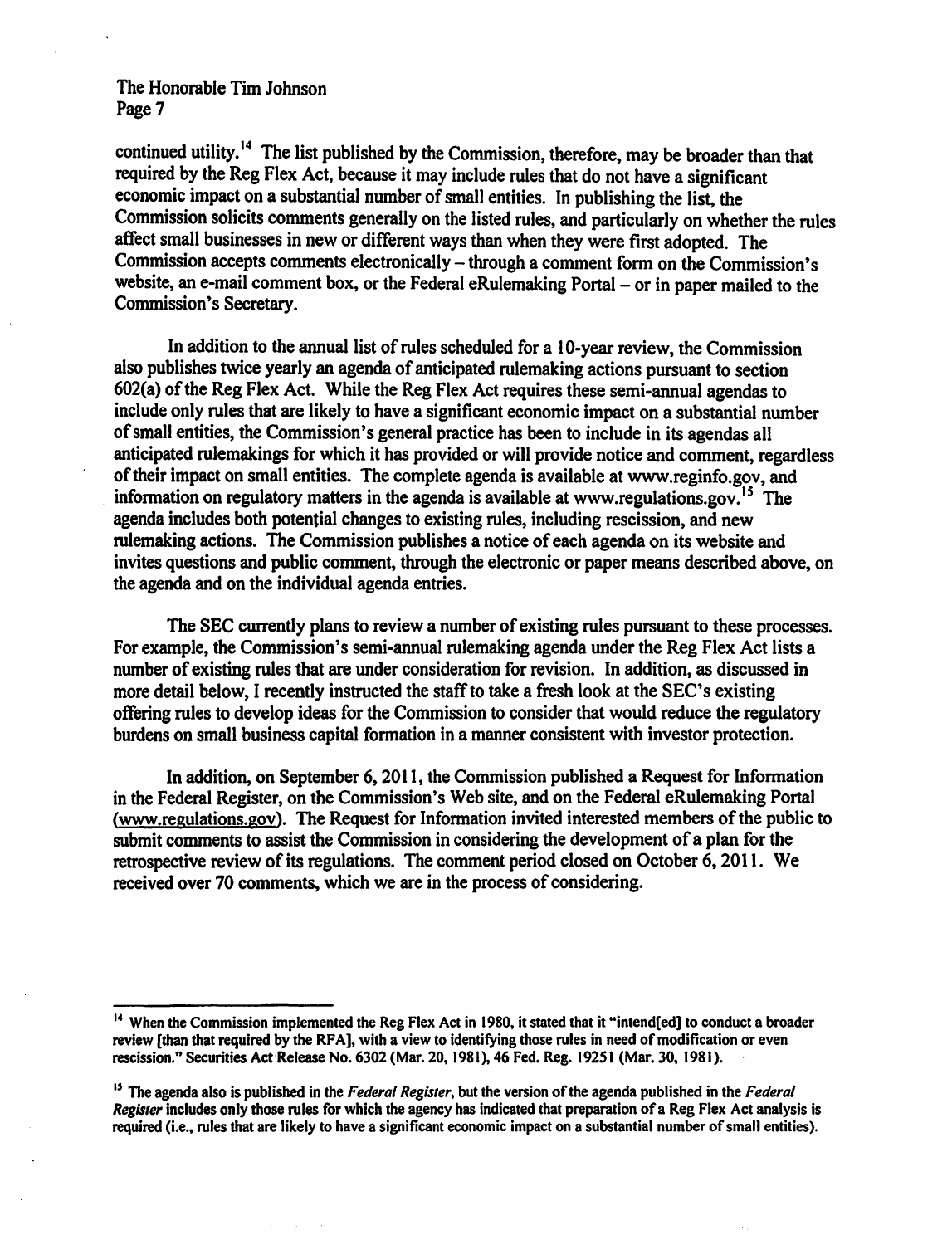continued utility.[14] The list published by the Commission, therefore, may be broader than that required by the Reg Flex Act, because it may include rules that do not have a significant economic impact on a substantial number of small entities. In publishing the list, the Commission solicits comments generally on the listed rules, and particularly on whether the rules affect small businesses in new or different ways than when they were first adopted. The Commission accepts comments electronically – through a comment form on the Commission's website, an e-mail comment box, or the Federal eRulemaking Portal – or in paper mailed to the Commission's Secretary.

In addition to the annual list of rules scheduled for a 10-year review, the Commission also publishes twice yearly an agenda of anticipated rulemaking actions pursuant to section 602(a) of the Reg Flex Act. While the Reg Flex Act requires these semi-annual agendas to include only rules that are likely to have a significant economic impact on a substantial number of small entities, the Commission's general practice has been to include in its agendas all anticipated rulemakings for which it has provided or will provide notice and comment, regardless of their impact on small entities. The complete agenda is available at www.reginfo.gov, and information on regulatory matters in the agenda is available at www.regulations.gov.[15] The agenda includes both potential changes to existing rules, including rescission, and new rulemaking actions. The Commission publishes a notice of each agenda on its website and invites questions and public comment, through the electronic or paper means described above, on the agenda and on the individual agenda entries.

The SEC currently plans to review a number of existing rules pursuant to these processes. For example, the Commission's semi-annual rulemaking agenda under the Reg Flex Act lists a number of existing rules that are under consideration for revision. In addition, as discussed in more detail below, I recently instructed the staff to take a fresh look at the SEC's existing offering rules to develop ideas for the Commission to consider that would reduce the regulatory burdens on small business capital formation in a manner consistent with investor protection.

In addition, on September 6, 2011, the Commission published a Request for Information in the Federal Register, on the Commission's Web site, and on the Federal eRulemaking Portal (www.regulations.gov). The Request for Information invited interested members of the public to submit comments to assist the Commission in considering the development of a plan for the retrospective review of its regulations. The comment period closed on October 6, 2011. We received over 70 comments, which we are in the process of considering.

---

[14] When the Commission implemented the Reg Flex Act in 1980, it stated that it "intend[ed] to conduct a broader review [than that required by the RFA], with a view to identifying those rules in need of modification or even rescission." Securities Act Release No. 6302 (Mar. 20, 1981), 46 Fed. Reg. 19251 (Mar. 30, 1981).

[15] The agenda also is published in the *Federal Register*, but the version of the agenda published in the *Federal Register* includes only those rules for which the agency has indicated that preparation of a Reg Flex Act analysis is required (i.e., rules that are likely to have a significant economic impact on a substantial number of small entities).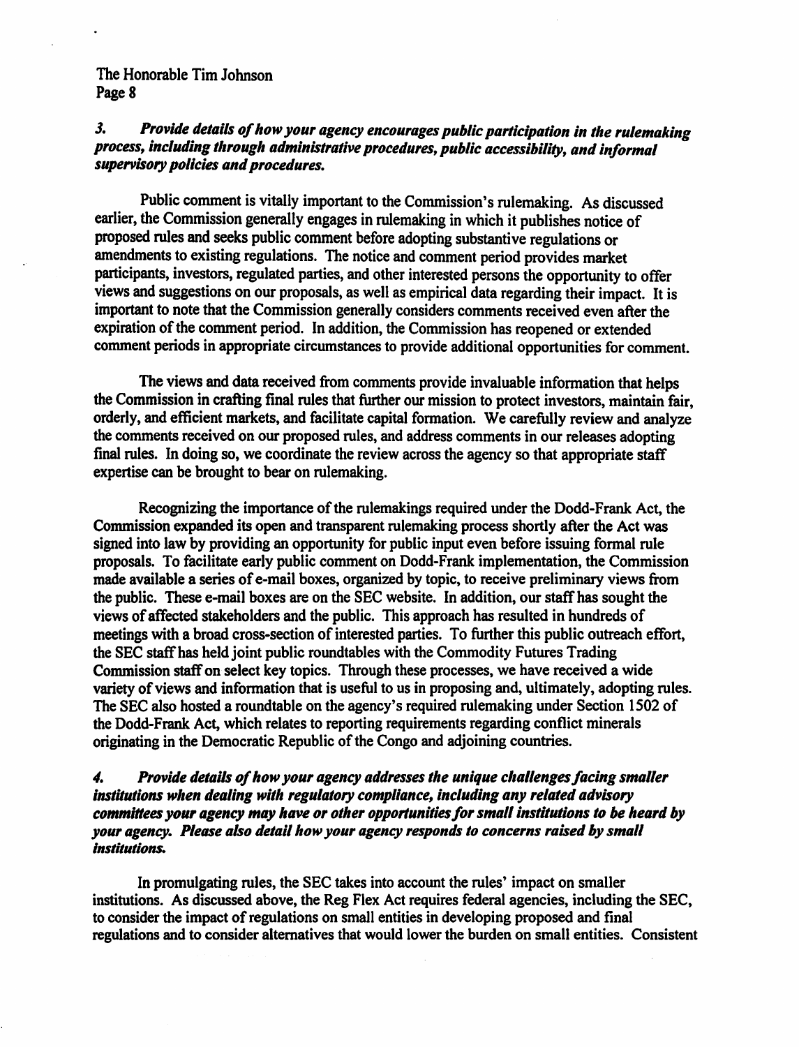*3. **Provide details of how your agency encourages public participation in the rulemaking process, including through administrative procedures, public accessibility, and informal supervisory policies and procedures.***

Public comment is vitally important to the Commission's rulemaking. As discussed earlier, the Commission generally engages in rulemaking in which it publishes notice of proposed rules and seeks public comment before adopting substantive regulations or amendments to existing regulations. The notice and comment period provides market participants, investors, regulated parties, and other interested persons the opportunity to offer views and suggestions on our proposals, as well as empirical data regarding their impact. It is important to note that the Commission generally considers comments received even after the expiration of the comment period. In addition, the Commission has reopened or extended comment periods in appropriate circumstances to provide additional opportunities for comment.

The views and data received from comments provide invaluable information that helps the Commission in crafting final rules that further our mission to protect investors, maintain fair, orderly, and efficient markets, and facilitate capital formation. We carefully review and analyze the comments received on our proposed rules, and address comments in our releases adopting final rules. In doing so, we coordinate the review across the agency so that appropriate staff expertise can be brought to bear on rulemaking.

Recognizing the importance of the rulemakings required under the Dodd-Frank Act, the Commission expanded its open and transparent rulemaking process shortly after the Act was signed into law by providing an opportunity for public input even before issuing formal rule proposals. To facilitate early public comment on Dodd-Frank implementation, the Commission made available a series of e-mail boxes, organized by topic, to receive preliminary views from the public. These e-mail boxes are on the SEC website. In addition, our staff has sought the views of affected stakeholders and the public. This approach has resulted in hundreds of meetings with a broad cross-section of interested parties. To further this public outreach effort, the SEC staff has held joint public roundtables with the Commodity Futures Trading Commission staff on select key topics. Through these processes, we have received a wide variety of views and information that is useful to us in proposing and, ultimately, adopting rules. The SEC also hosted a roundtable on the agency's required rulemaking under Section 1502 of the Dodd-Frank Act, which relates to reporting requirements regarding conflict minerals originating in the Democratic Republic of the Congo and adjoining countries.

*4. **Provide details of how your agency addresses the unique challenges facing smaller institutions when dealing with regulatory compliance, including any related advisory committees your agency may have or other opportunities for small institutions to be heard by your agency. Please also detail how your agency responds to concerns raised by small institutions.***

In promulgating rules, the SEC takes into account the rules' impact on smaller institutions. As discussed above, the Reg Flex Act requires federal agencies, including the SEC, to consider the impact of regulations on small entities in developing proposed and final regulations and to consider alternatives that would lower the burden on small entities. Consistent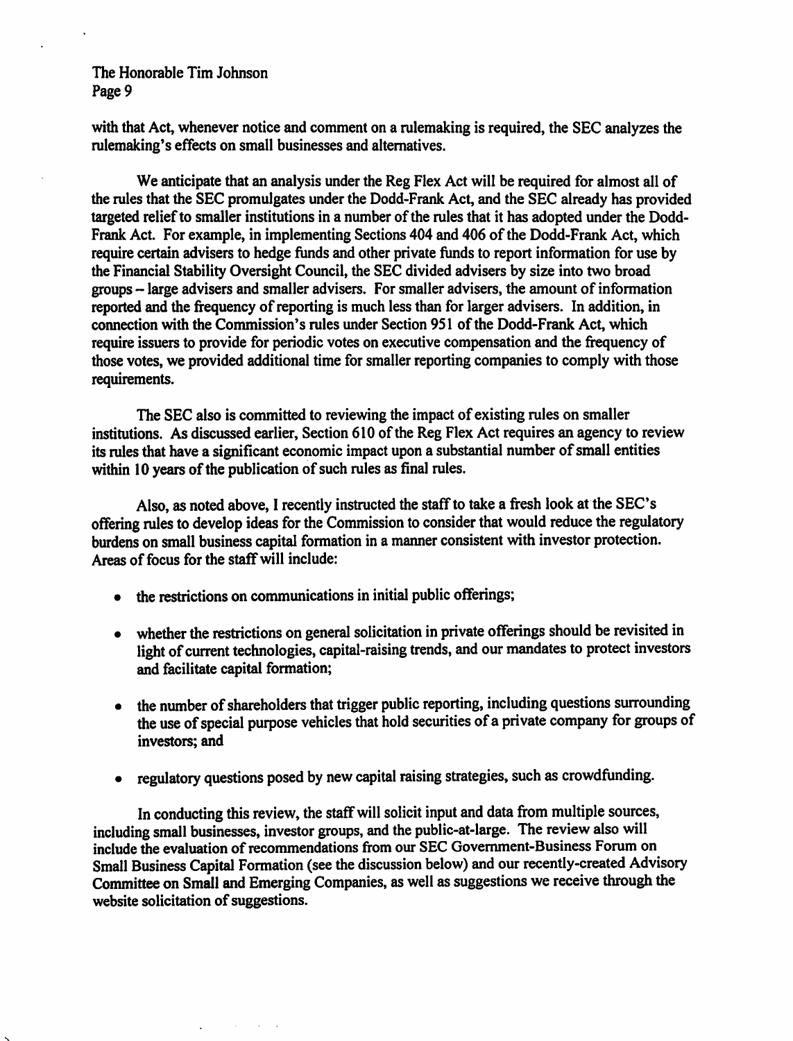with that Act, whenever notice and comment on a rulemaking is required, the SEC analyzes the rulemaking's effects on small businesses and alternatives.

We anticipate that an analysis under the Reg Flex Act will be required for almost all of the rules that the SEC promulgates under the Dodd-Frank Act, and the SEC already has provided targeted relief to smaller institutions in a number of the rules that it has adopted under the Dodd-Frank Act. For example, in implementing Sections 404 and 406 of the Dodd-Frank Act, which require certain advisers to hedge funds and other private funds to report information for use by the Financial Stability Oversight Council, the SEC divided advisers by size into two broad groups – large advisers and smaller advisers. For smaller advisers, the amount of information reported and the frequency of reporting is much less than for larger advisers. In addition, in connection with the Commission's rules under Section 951 of the Dodd-Frank Act, which require issuers to provide for periodic votes on executive compensation and the frequency of those votes, we provided additional time for smaller reporting companies to comply with those requirements.

The SEC also is committed to reviewing the impact of existing rules on smaller institutions. As discussed earlier, Section 610 of the Reg Flex Act requires an agency to review its rules that have a significant economic impact upon a substantial number of small entities within 10 years of the publication of such rules as final rules.

Also, as noted above, I recently instructed the staff to take a fresh look at the SEC's offering rules to develop ideas for the Commission to consider that would reduce the regulatory burdens on small business capital formation in a manner consistent with investor protection. Areas of focus for the staff will include:

- the restrictions on communications in initial public offerings;
- whether the restrictions on general solicitation in private offerings should be revisited in light of current technologies, capital-raising trends, and our mandates to protect investors and facilitate capital formation;
- the number of shareholders that trigger public reporting, including questions surrounding the use of special purpose vehicles that hold securities of a private company for groups of investors; and
- regulatory questions posed by new capital raising strategies, such as crowdfunding.

In conducting this review, the staff will solicit input and data from multiple sources, including small businesses, investor groups, and the public-at-large. The review also will include the evaluation of recommendations from our SEC Government-Business Forum on Small Business Capital Formation (see the discussion below) and our recently-created Advisory Committee on Small and Emerging Companies, as well as suggestions we receive through the website solicitation of suggestions.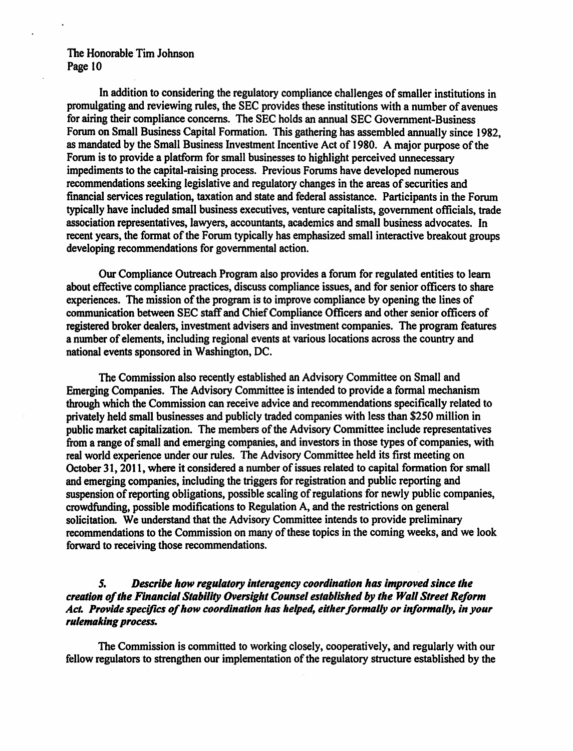In addition to considering the regulatory compliance challenges of smaller institutions in promulgating and reviewing rules, the SEC provides these institutions with a number of avenues for airing their compliance concerns. The SEC holds an annual SEC Government-Business Forum on Small Business Capital Formation. This gathering has assembled annually since 1982, as mandated by the Small Business Investment Incentive Act of 1980. A major purpose of the Forum is to provide a platform for small businesses to highlight perceived unnecessary impediments to the capital-raising process. Previous Forums have developed numerous recommendations seeking legislative and regulatory changes in the areas of securities and financial services regulation, taxation and state and federal assistance. Participants in the Forum typically have included small business executives, venture capitalists, government officials, trade association representatives, lawyers, accountants, academics and small business advocates. In recent years, the format of the Forum typically has emphasized small interactive breakout groups developing recommendations for governmental action.

Our Compliance Outreach Program also provides a forum for regulated entities to learn about effective compliance practices, discuss compliance issues, and for senior officers to share experiences. The mission of the program is to improve compliance by opening the lines of communication between SEC staff and Chief Compliance Officers and other senior officers of registered broker dealers, investment advisers and investment companies. The program features a number of elements, including regional events at various locations across the country and national events sponsored in Washington, DC.

The Commission also recently established an Advisory Committee on Small and Emerging Companies. The Advisory Committee is intended to provide a formal mechanism through which the Commission can receive advice and recommendations specifically related to privately held small businesses and publicly traded companies with less than $250 million in public market capitalization. The members of the Advisory Committee include representatives from a range of small and emerging companies, and investors in those types of companies, with real world experience under our rules. The Advisory Committee held its first meeting on October 31, 2011, where it considered a number of issues related to capital formation for small and emerging companies, including the triggers for registration and public reporting and suspension of reporting obligations, possible scaling of regulations for newly public companies, crowdfunding, possible modifications to Regulation A, and the restrictions on general solicitation. We understand that the Advisory Committee intends to provide preliminary recommendations to the Commission on many of these topics in the coming weeks, and we look forward to receiving those recommendations.

***5. Describe how regulatory interagency coordination has improved since the creation of the Financial Stability Oversight Counsel established by the Wall Street Reform Act. Provide specifics of how coordination has helped, either formally or informally, in your rulemaking process.***

The Commission is committed to working closely, cooperatively, and regularly with our fellow regulators to strengthen our implementation of the regulatory structure established by the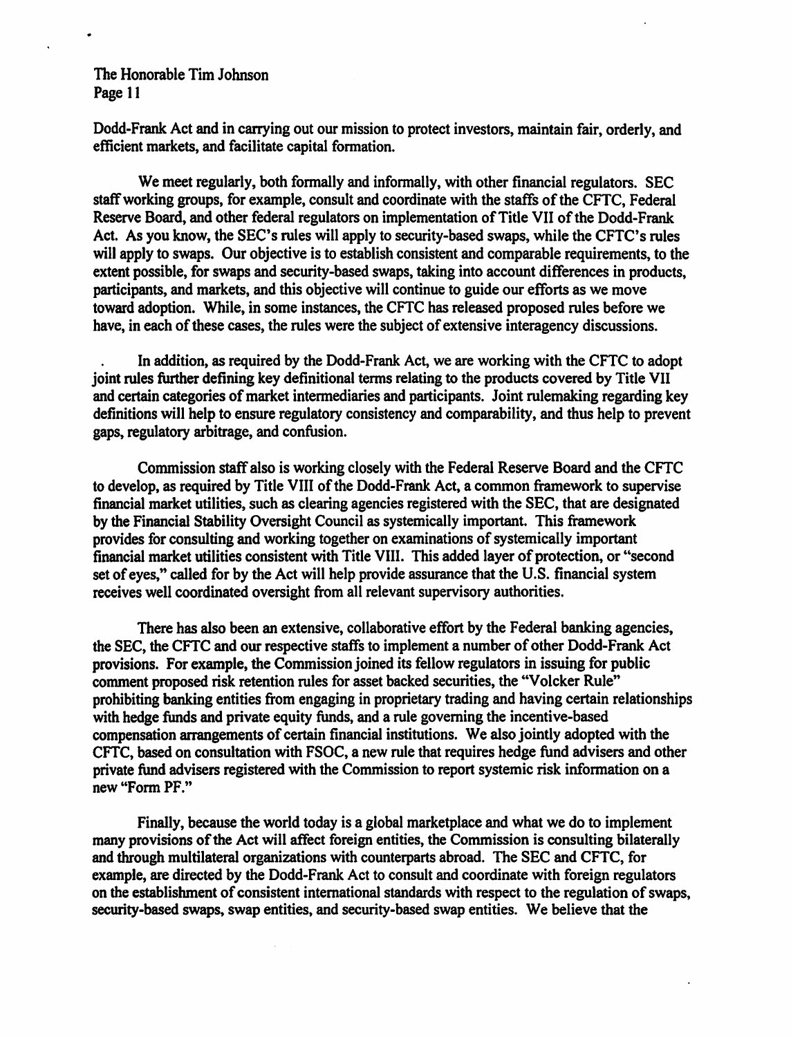Dodd-Frank Act and in carrying out our mission to protect investors, maintain fair, orderly, and efficient markets, and facilitate capital formation.

We meet regularly, both formally and informally, with other financial regulators. SEC staff working groups, for example, consult and coordinate with the staffs of the CFTC, Federal Reserve Board, and other federal regulators on implementation of Title VII of the Dodd-Frank Act. As you know, the SEC's rules will apply to security-based swaps, while the CFTC's rules will apply to swaps. Our objective is to establish consistent and comparable requirements, to the extent possible, for swaps and security-based swaps, taking into account differences in products, participants, and markets, and this objective will continue to guide our efforts as we move toward adoption. While, in some instances, the CFTC has released proposed rules before we have, in each of these cases, the rules were the subject of extensive interagency discussions.

In addition, as required by the Dodd-Frank Act, we are working with the CFTC to adopt joint rules further defining key definitional terms relating to the products covered by Title VII and certain categories of market intermediaries and participants. Joint rulemaking regarding key definitions will help to ensure regulatory consistency and comparability, and thus help to prevent gaps, regulatory arbitrage, and confusion.

Commission staff also is working closely with the Federal Reserve Board and the CFTC to develop, as required by Title VIII of the Dodd-Frank Act, a common framework to supervise financial market utilities, such as clearing agencies registered with the SEC, that are designated by the Financial Stability Oversight Council as systemically important. This framework provides for consulting and working together on examinations of systemically important financial market utilities consistent with Title VIII. This added layer of protection, or "second set of eyes," called for by the Act will help provide assurance that the U.S. financial system receives well coordinated oversight from all relevant supervisory authorities.

There has also been an extensive, collaborative effort by the Federal banking agencies, the SEC, the CFTC and our respective staffs to implement a number of other Dodd-Frank Act provisions. For example, the Commission joined its fellow regulators in issuing for public comment proposed risk retention rules for asset backed securities, the "Volcker Rule" prohibiting banking entities from engaging in proprietary trading and having certain relationships with hedge funds and private equity funds, and a rule governing the incentive-based compensation arrangements of certain financial institutions. We also jointly adopted with the CFTC, based on consultation with FSOC, a new rule that requires hedge fund advisers and other private fund advisers registered with the Commission to report systemic risk information on a new "Form PF."

Finally, because the world today is a global marketplace and what we do to implement many provisions of the Act will affect foreign entities, the Commission is consulting bilaterally and through multilateral organizations with counterparts abroad. The SEC and CFTC, for example, are directed by the Dodd-Frank Act to consult and coordinate with foreign regulators on the establishment of consistent international standards with respect to the regulation of swaps, security-based swaps, swap entities, and security-based swap entities. We believe that the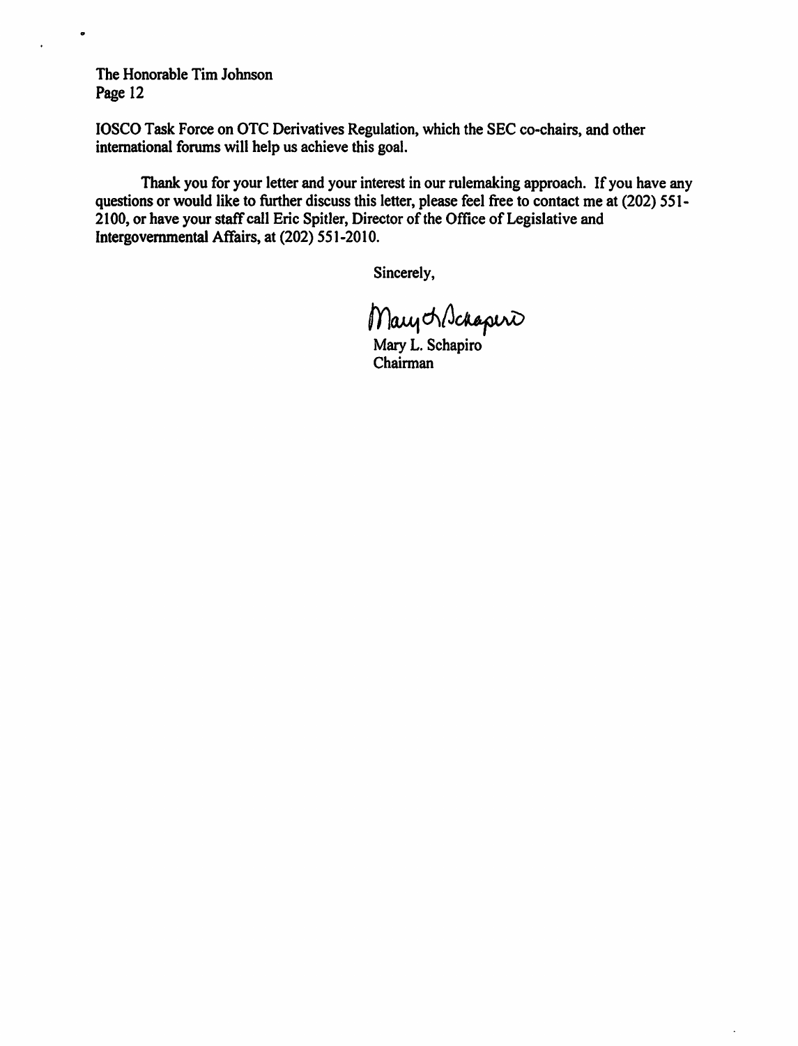The Honorable Tim Johnson
Page 12

IOSCO Task Force on OTC Derivatives Regulation, which the SEC co-chairs, and other international forums will help us achieve this goal.

Thank you for your letter and your interest in our rulemaking approach. If you have any questions or would like to further discuss this letter, please feel free to contact me at (202) 551-2100, or have your staff call Eric Spitler, Director of the Office of Legislative and Intergovernmental Affairs, at (202) 551-2010.

Sincerely,

Mary L. Schapiro
Chairman